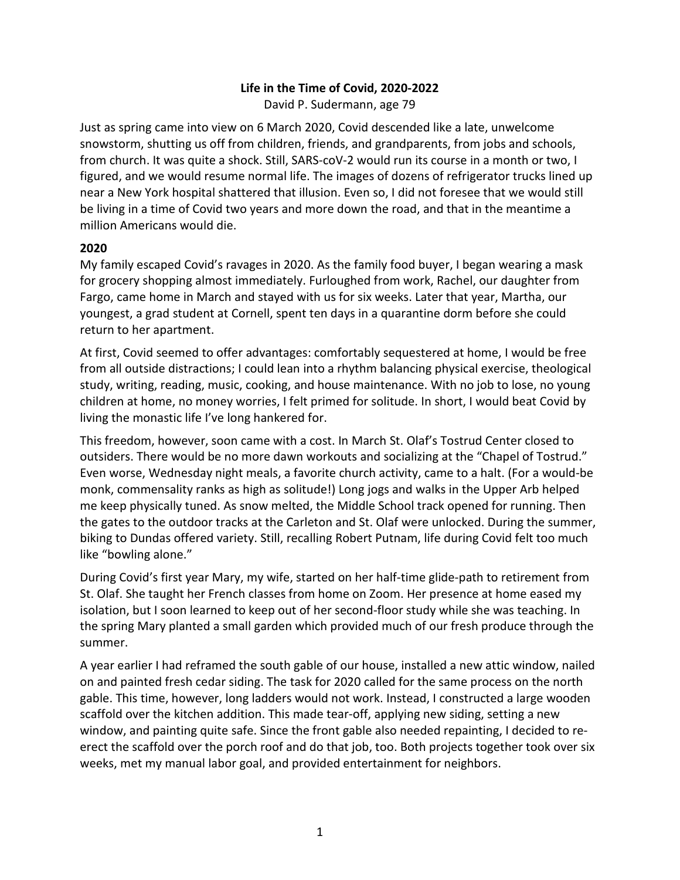# Life in the Time of Covid, 2020-2022

David P. Sudermann, age 79

Just as spring came into view on 6 March 2020, Covid descended like a late, unwelcome snowstorm, shutting us off from children, friends, and grandparents, from jobs and schools, from church. It was quite a shock. Still, SARS-coV-2 would run its course in a month or two, I figured, and we would resume normal life. The images of dozens of refrigerator trucks lined up near a New York hospital shattered that illusion. Even so, I did not foresee that we would still be living in a time of Covid two years and more down the road, and that in the meantime a million Americans would die.

## 2020

My family escaped Covid's ravages in 2020. As the family food buyer, I began wearing a mask for grocery shopping almost immediately. Furloughed from work, Rachel, our daughter from Fargo, came home in March and stayed with us for six weeks. Later that year, Martha, our youngest, a grad student at Cornell, spent ten days in a quarantine dorm before she could return to her apartment.

At first, Covid seemed to offer advantages: comfortably sequestered at home, I would be free from all outside distractions; I could lean into a rhythm balancing physical exercise, theological study, writing, reading, music, cooking, and house maintenance. With no job to lose, no young children at home, no money worries, I felt primed for solitude. In short, I would beat Covid by living the monastic life I've long hankered for.

This freedom, however, soon came with a cost. In March St. Olaf's Tostrud Center closed to outsiders. There would be no more dawn workouts and socializing at the "Chapel of Tostrud." Even worse, Wednesday night meals, a favorite church activity, came to a halt. (For a would-be monk, commensality ranks as high as solitude!) Long jogs and walks in the Upper Arb helped me keep physically tuned. As snow melted, the Middle School track opened for running. Then the gates to the outdoor tracks at the Carleton and St. Olaf were unlocked. During the summer, biking to Dundas offered variety. Still, recalling Robert Putnam, life during Covid felt too much like "bowling alone."

During Covid's first year Mary, my wife, started on her half-time glide-path to retirement from St. Olaf. She taught her French classes from home on Zoom. Her presence at home eased my isolation, but I soon learned to keep out of her second-floor study while she was teaching. In the spring Mary planted a small garden which provided much of our fresh produce through the summer.

A year earlier I had reframed the south gable of our house, installed a new attic window, nailed on and painted fresh cedar siding. The task for 2020 called for the same process on the north gable. This time, however, long ladders would not work. Instead, I constructed a large wooden scaffold over the kitchen addition. This made tear-off, applying new siding, setting a new window, and painting quite safe. Since the front gable also needed repainting, I decided to re-erect the scaffold over the porch roof and do that job, too. Both projects together took over six weeks, met my manual labor goal, and provided entertainment for neighbors.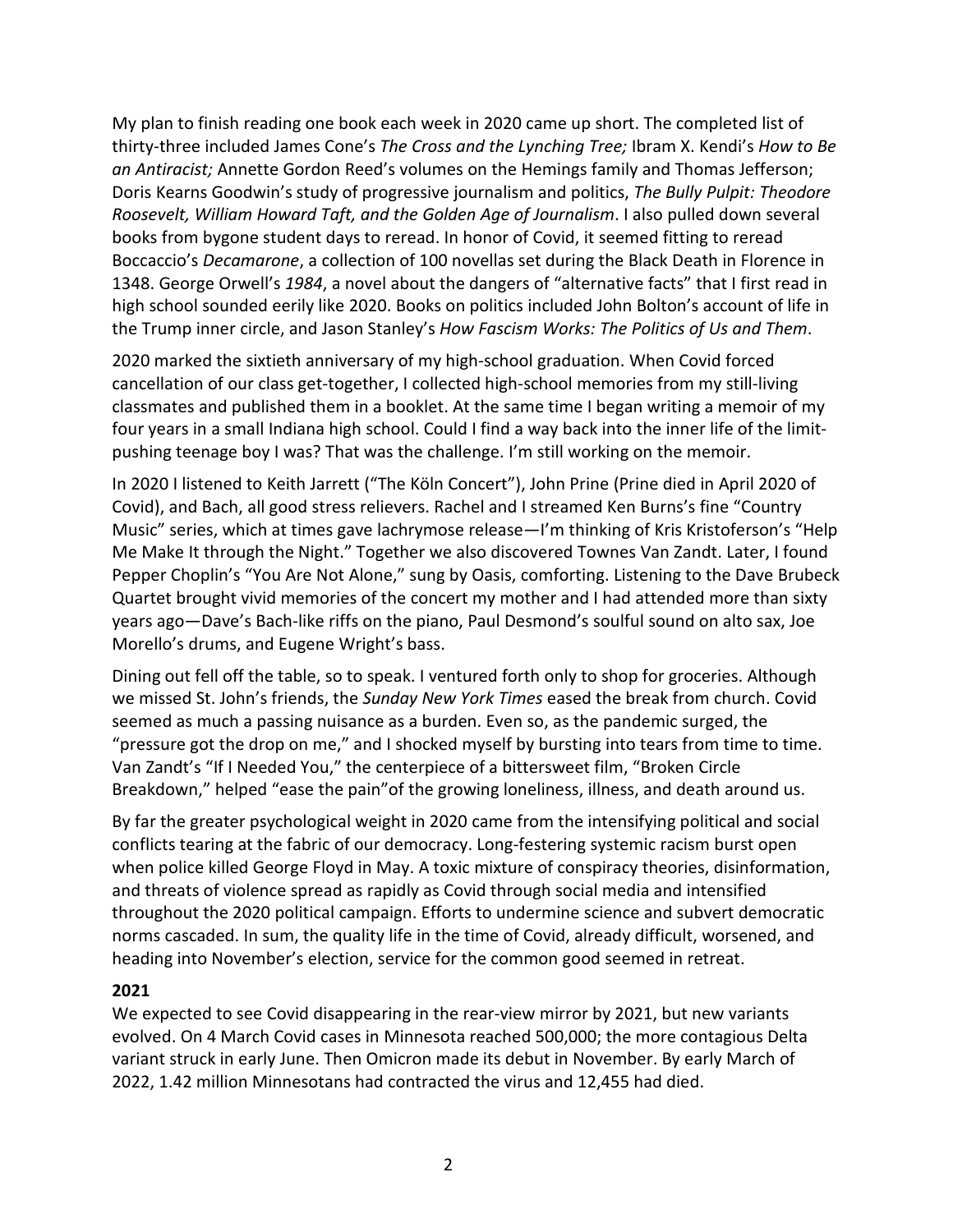My plan to finish reading one book each week in 2020 came up short. The completed list of thirty-three included James Cone's *The Cross and the Lynching Tree;* Ibram X. Kendi's *How to Be an Antiracist;* Annette Gordon Reed's volumes on the Hemings family and Thomas Jefferson; Doris Kearns Goodwin's study of progressive journalism and politics, *The Bully Pulpit: Theodore Roosevelt, William Howard Taft, and the Golden Age of Journalism*. I also pulled down several books from bygone student days to reread. In honor of Covid, it seemed fitting to reread Boccaccio's *Decamarone*, a collection of 100 novellas set during the Black Death in Florence in 1348. George Orwell's *1984*, a novel about the dangers of "alternative facts" that I first read in high school sounded eerily like 2020. Books on politics included John Bolton's account of life in the Trump inner circle, and Jason Stanley's *How Fascism Works: The Politics of Us and Them*.

2020 marked the sixtieth anniversary of my high-school graduation. When Covid forced cancellation of our class get-together, I collected high-school memories from my still-living classmates and published them in a booklet. At the same time I began writing a memoir of my four years in a small Indiana high school. Could I find a way back into the inner life of the limit-pushing teenage boy I was? That was the challenge. I'm still working on the memoir.

In 2020 I listened to Keith Jarrett ("The Köln Concert"), John Prine (Prine died in April 2020 of Covid), and Bach, all good stress relievers. Rachel and I streamed Ken Burns's fine "Country Music" series, which at times gave lachrymose release—I'm thinking of Kris Kristoferson's "Help Me Make It through the Night." Together we also discovered Townes Van Zandt. Later, I found Pepper Choplin's "You Are Not Alone," sung by Oasis, comforting. Listening to the Dave Brubeck Quartet brought vivid memories of the concert my mother and I had attended more than sixty years ago—Dave's Bach-like riffs on the piano, Paul Desmond's soulful sound on alto sax, Joe Morello's drums, and Eugene Wright's bass.

Dining out fell off the table, so to speak. I ventured forth only to shop for groceries. Although we missed St. John's friends, the *Sunday New York Times* eased the break from church. Covid seemed as much a passing nuisance as a burden. Even so, as the pandemic surged, the "pressure got the drop on me," and I shocked myself by bursting into tears from time to time. Van Zandt's "If I Needed You," the centerpiece of a bittersweet film, "Broken Circle Breakdown," helped "ease the pain"of the growing loneliness, illness, and death around us.

By far the greater psychological weight in 2020 came from the intensifying political and social conflicts tearing at the fabric of our democracy. Long-festering systemic racism burst open when police killed George Floyd in May. A toxic mixture of conspiracy theories, disinformation, and threats of violence spread as rapidly as Covid through social media and intensified throughout the 2020 political campaign. Efforts to undermine science and subvert democratic norms cascaded. In sum, the quality life in the time of Covid, already difficult, worsened, and heading into November's election, service for the common good seemed in retreat.

**2021**

We expected to see Covid disappearing in the rear-view mirror by 2021, but new variants evolved. On 4 March Covid cases in Minnesota reached 500,000; the more contagious Delta variant struck in early June. Then Omicron made its debut in November. By early March of 2022, 1.42 million Minnesotans had contracted the virus and 12,455 had died.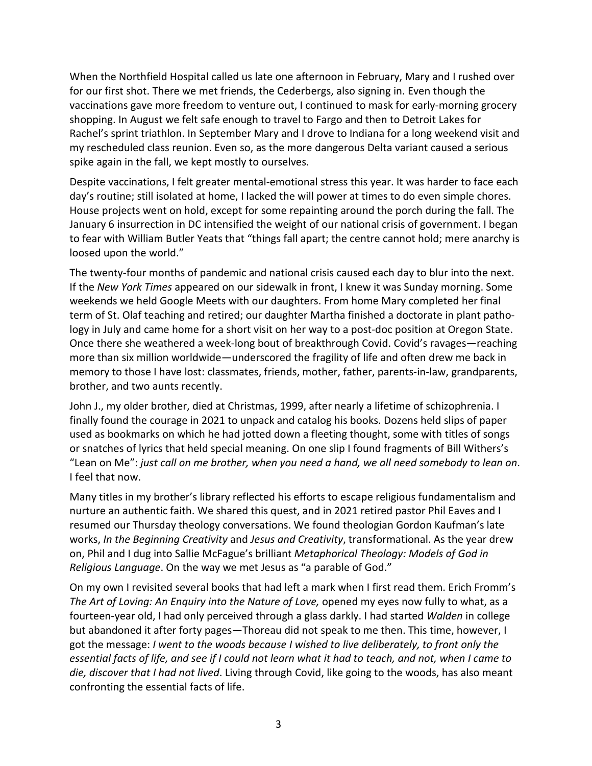When the Northfield Hospital called us late one afternoon in February, Mary and I rushed over for our first shot. There we met friends, the Cederbergs, also signing in. Even though the vaccinations gave more freedom to venture out, I continued to mask for early-morning grocery shopping. In August we felt safe enough to travel to Fargo and then to Detroit Lakes for Rachel's sprint triathlon. In September Mary and I drove to Indiana for a long weekend visit and my rescheduled class reunion. Even so, as the more dangerous Delta variant caused a serious spike again in the fall, we kept mostly to ourselves.

Despite vaccinations, I felt greater mental-emotional stress this year. It was harder to face each day's routine; still isolated at home, I lacked the will power at times to do even simple chores. House projects went on hold, except for some repainting around the porch during the fall. The January 6 insurrection in DC intensified the weight of our national crisis of government. I began to fear with William Butler Yeats that "things fall apart; the centre cannot hold; mere anarchy is loosed upon the world."

The twenty-four months of pandemic and national crisis caused each day to blur into the next. If the *New York Times* appeared on our sidewalk in front, I knew it was Sunday morning. Some weekends we held Google Meets with our daughters. From home Mary completed her final term of St. Olaf teaching and retired; our daughter Martha finished a doctorate in plant pathology in July and came home for a short visit on her way to a post-doc position at Oregon State. Once there she weathered a week-long bout of breakthrough Covid. Covid's ravages—reaching more than six million worldwide—underscored the fragility of life and often drew me back in memory to those I have lost: classmates, friends, mother, father, parents-in-law, grandparents, brother, and two aunts recently.

John J., my older brother, died at Christmas, 1999, after nearly a lifetime of schizophrenia. I finally found the courage in 2021 to unpack and catalog his books. Dozens held slips of paper used as bookmarks on which he had jotted down a fleeting thought, some with titles of songs or snatches of lyrics that held special meaning. On one slip I found fragments of Bill Withers's "Lean on Me": *just call on me brother, when you need a hand, we all need somebody to lean on*. I feel that now.

Many titles in my brother's library reflected his efforts to escape religious fundamentalism and nurture an authentic faith. We shared this quest, and in 2021 retired pastor Phil Eaves and I resumed our Thursday theology conversations. We found theologian Gordon Kaufman's late works, *In the Beginning Creativity* and *Jesus and Creativity*, transformational. As the year drew on, Phil and I dug into Sallie McFague's brilliant *Metaphorical Theology: Models of God in Religious Language*. On the way we met Jesus as "a parable of God."

On my own I revisited several books that had left a mark when I first read them. Erich Fromm's *The Art of Loving: An Enquiry into the Nature of Love,* opened my eyes now fully to what, as a fourteen-year old, I had only perceived through a glass darkly. I had started *Walden* in college but abandoned it after forty pages—Thoreau did not speak to me then. This time, however, I got the message: *I went to the woods because I wished to live deliberately, to front only the essential facts of life, and see if I could not learn what it had to teach, and not, when I came to die, discover that I had not lived*. Living through Covid, like going to the woods, has also meant confronting the essential facts of life.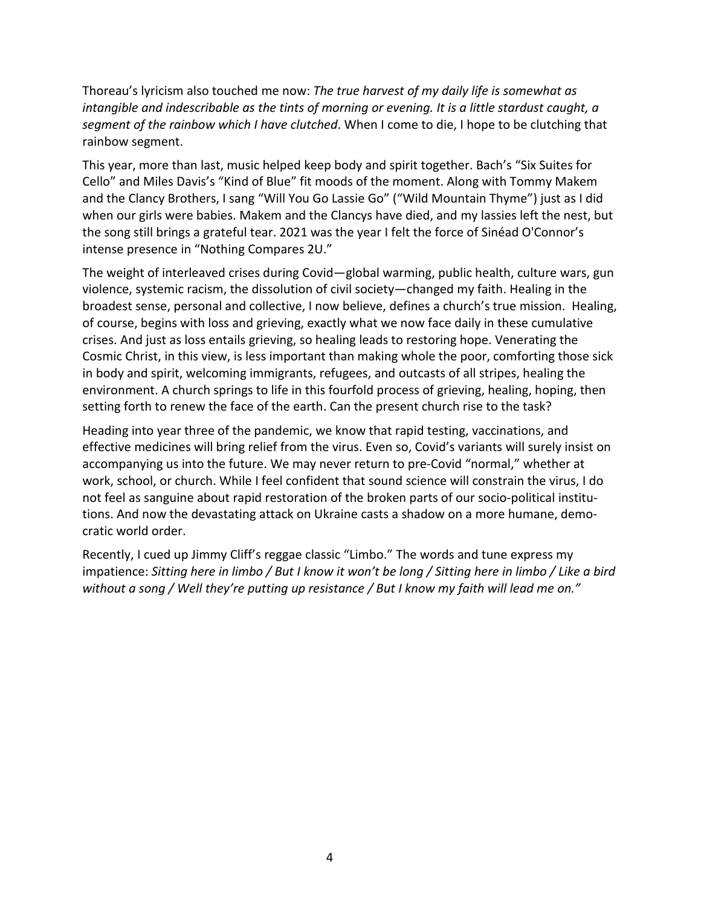Thoreau's lyricism also touched me now: *The true harvest of my daily life is somewhat as intangible and indescribable as the tints of morning or evening. It is a little stardust caught, a segment of the rainbow which I have clutched*. When I come to die, I hope to be clutching that rainbow segment.

This year, more than last, music helped keep body and spirit together. Bach's "Six Suites for Cello" and Miles Davis's "Kind of Blue" fit moods of the moment. Along with Tommy Makem and the Clancy Brothers, I sang "Will You Go Lassie Go" ("Wild Mountain Thyme") just as I did when our girls were babies. Makem and the Clancys have died, and my lassies left the nest, but the song still brings a grateful tear. 2021 was the year I felt the force of Sinéad O'Connor's intense presence in "Nothing Compares 2U."

The weight of interleaved crises during Covid—global warming, public health, culture wars, gun violence, systemic racism, the dissolution of civil society—changed my faith. Healing in the broadest sense, personal and collective, I now believe, defines a church's true mission. Healing, of course, begins with loss and grieving, exactly what we now face daily in these cumulative crises. And just as loss entails grieving, so healing leads to restoring hope. Venerating the Cosmic Christ, in this view, is less important than making whole the poor, comforting those sick in body and spirit, welcoming immigrants, refugees, and outcasts of all stripes, healing the environment. A church springs to life in this fourfold process of grieving, healing, hoping, then setting forth to renew the face of the earth. Can the present church rise to the task?

Heading into year three of the pandemic, we know that rapid testing, vaccinations, and effective medicines will bring relief from the virus. Even so, Covid's variants will surely insist on accompanying us into the future. We may never return to pre-Covid "normal," whether at work, school, or church. While I feel confident that sound science will constrain the virus, I do not feel as sanguine about rapid restoration of the broken parts of our socio-political institutions. And now the devastating attack on Ukraine casts a shadow on a more humane, democratic world order.

Recently, I cued up Jimmy Cliff's reggae classic "Limbo." The words and tune express my impatience: *Sitting here in limbo / But I know it won't be long / Sitting here in limbo / Like a bird without a song / Well they're putting up resistance / But I know my faith will lead me on."*